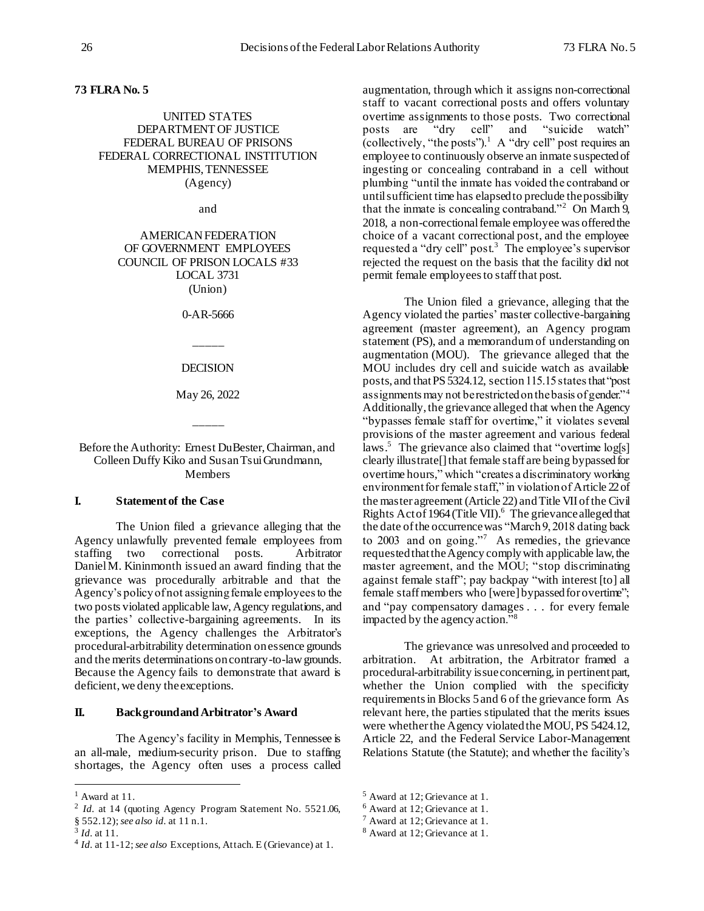**73 FLRA No. 5**

UNITED STATES
DEPARTMENT OF JUSTICE
FEDERAL BUREAU OF PRISONS
FEDERAL CORRECTIONAL INSTITUTION
MEMPHIS, TENNESSEE
(Agency)

and

AMERICAN FEDERATION
OF GOVERNMENT EMPLOYEES
COUNCIL OF PRISON LOCALS #33
LOCAL 3731
(Union)

0-AR-5666

_____

DECISION

May 26, 2022

_____

Before the Authority: Ernest DuBester, Chairman, and Colleen Duffy Kiko and Susan Tsui Grundmann, Members

## I. Statement of the Case

The Union filed a grievance alleging that the Agency unlawfully prevented female employees from staffing two correctional posts. Arbitrator Daniel M. Kininmonth issued an award finding that the grievance was procedurally arbitrable and that the Agency's policy of not assigning female employees to the two posts violated applicable law, Agency regulations, and the parties' collective-bargaining agreements. In its exceptions, the Agency challenges the Arbitrator's procedural-arbitrability determination on essence grounds and the merits determinations on contrary-to-law grounds. Because the Agency fails to demonstrate that award is deficient, we deny the exceptions.

## II. Background and Arbitrator's Award

The Agency's facility in Memphis, Tennessee is an all-male, medium-security prison. Due to staffing shortages, the Agency often uses a process called augmentation, through which it assigns non-correctional staff to vacant correctional posts and offers voluntary overtime assignments to those posts. Two correctional posts are "dry cell" and "suicide watch" (collectively, "the posts").[1] A "dry cell" post requires an employee to continuously observe an inmate suspected of ingesting or concealing contraband in a cell without plumbing "until the inmate has voided the contraband or until sufficient time has elapsed to preclude the possibility that the inmate is concealing contraband."[2] On March 9, 2018, a non-correctional female employee was offered the choice of a vacant correctional post, and the employee requested a "dry cell" post.[3] The employee's supervisor rejected the request on the basis that the facility did not permit female employees to staff that post.

The Union filed a grievance, alleging that the Agency violated the parties' master collective-bargaining agreement (master agreement), an Agency program statement (PS), and a memorandum of understanding on augmentation (MOU). The grievance alleged that the MOU includes dry cell and suicide watch as available posts, and that PS 5324.12, section 115.15 states that "post assignments may not be restricted on the basis of gender."[4] Additionally, the grievance alleged that when the Agency "bypasses female staff for overtime," it violates several provisions of the master agreement and various federal laws.[5] The grievance also claimed that "overtime log[s] clearly illustrate[] that female staff are being bypassed for overtime hours," which "creates a discriminatory working environment for female staff," in violation of Article 22 of the master agreement (Article 22) and Title VII of the Civil Rights Act of 1964 (Title VII).[6] The grievance alleged that the date of the occurrence was "March 9, 2018 dating back to 2003 and on going."[7] As remedies, the grievance requested that the Agency comply with applicable law, the master agreement, and the MOU; "stop discriminating against female staff"; pay backpay "with interest [to] all female staff members who [were] bypassed for overtime"; and "pay compensatory damages . . . for every female impacted by the agency action."[8]

The grievance was unresolved and proceeded to arbitration. At arbitration, the Arbitrator framed a procedural-arbitrability issue concerning, in pertinent part, whether the Union complied with the specificity requirements in Blocks 5 and 6 of the grievance form. As relevant here, the parties stipulated that the merits issues were whether the Agency violated the MOU, PS 5424.12, Article 22, and the Federal Service Labor-Management Relations Statute (the Statute); and whether the facility's

---

[1] Award at 11.

[2] *Id.* at 14 (quoting Agency Program Statement No. 5521.06, § 552.12); *see also id.* at 11 n.1.

[3] *Id.* at 11.

[4] *Id.* at 11-12; *see also* Exceptions, Attach. E (Grievance) at 1.

[5] Award at 12; Grievance at 1.

[6] Award at 12; Grievance at 1.

[7] Award at 12; Grievance at 1.

[8] Award at 12; Grievance at 1.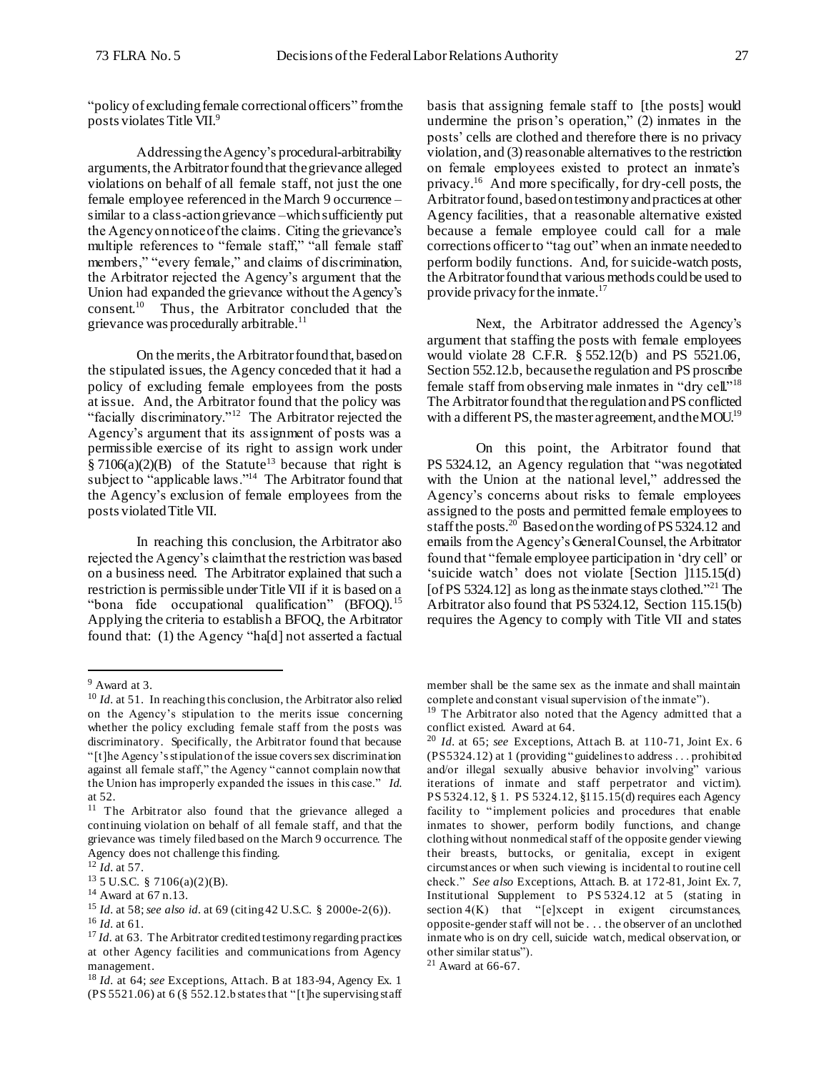"policy of excluding female correctional officers" from the posts violates Title VII.[9]

Addressing the Agency's procedural-arbitrability arguments, the Arbitrator found that the grievance alleged violations on behalf of all female staff, not just the one female employee referenced in the March 9 occurrence – similar to a class-action grievance – which sufficiently put the Agency on notice of the claims. Citing the grievance's multiple references to "female staff," "all female staff members," "every female," and claims of discrimination, the Arbitrator rejected the Agency's argument that the Union had expanded the grievance without the Agency's consent.[10] Thus, the Arbitrator concluded that the grievance was procedurally arbitrable.[11]

On the merits, the Arbitrator found that, based on the stipulated issues, the Agency conceded that it had a policy of excluding female employees from the posts at issue. And, the Arbitrator found that the policy was "facially discriminatory."[12] The Arbitrator rejected the Agency's argument that its assignment of posts was a permissible exercise of its right to assign work under § 7106(a)(2)(B) of the Statute[13] because that right is subject to "applicable laws."[14] The Arbitrator found that the Agency's exclusion of female employees from the posts violated Title VII.

In reaching this conclusion, the Arbitrator also rejected the Agency's claim that the restriction was based on a business need. The Arbitrator explained that such a restriction is permissible under Title VII if it is based on a "bona fide occupational qualification" (BFOQ).[15] Applying the criteria to establish a BFOQ, the Arbitrator found that: (1) the Agency "ha[d] not asserted a factual basis that assigning female staff to [the posts] would undermine the prison's operation," (2) inmates in the posts' cells are clothed and therefore there is no privacy violation, and (3) reasonable alternatives to the restriction on female employees existed to protect an inmate's privacy.[16] And more specifically, for dry-cell posts, the Arbitrator found, based on testimony and practices at other Agency facilities, that a reasonable alternative existed because a female employee could call for a male corrections officer to "tag out" when an inmate needed to perform bodily functions. And, for suicide-watch posts, the Arbitrator found that various methods could be used to provide privacy for the inmate.[17]

Next, the Arbitrator addressed the Agency's argument that staffing the posts with female employees would violate 28 C.F.R. § 552.12(b) and PS 5521.06, Section 552.12.b, because the regulation and PS proscribe female staff from observing male inmates in "dry cell."[18] The Arbitrator found that the regulation and PS conflicted with a different PS, the master agreement, and the MOU.[19]

On this point, the Arbitrator found that PS 5324.12, an Agency regulation that "was negotiated with the Union at the national level," addressed the Agency's concerns about risks to female employees assigned to the posts and permitted female employees to staff the posts.[20] Based on the wording of PS 5324.12 and emails from the Agency's General Counsel, the Arbitrator found that "female employee participation in 'dry cell' or 'suicide watch' does not violate [Section ]115.15(d) [of PS 5324.12] as long as the inmate stays clothed."[21] The Arbitrator also found that PS 5324.12, Section 115.15(b) requires the Agency to comply with Title VII and states

---

[9] Award at 3.

[10] *Id.* at 51. In reaching this conclusion, the Arbitrator also relied on the Agency's stipulation to the merits issue concerning whether the policy excluding female staff from the posts was discriminatory. Specifically, the Arbitrator found that because "[t]he Agency's stipulation of the issue covers sex discrimination against all female staff," the Agency "cannot complain now that the Union has improperly expanded the issues in this case." *Id.* at 52.

[11] The Arbitrator also found that the grievance alleged a continuing violation on behalf of all female staff, and that the grievance was timely filed based on the March 9 occurrence. The Agency does not challenge this finding.

[12] *Id.* at 57.

[13] 5 U.S.C. § 7106(a)(2)(B).

[14] Award at 67 n.13.

[15] *Id.* at 58; *see also id.* at 69 (citing 42 U.S.C. § 2000e-2(6)).

[16] *Id.* at 61.

[17] *Id.* at 63. The Arbitrator credited testimony regarding practices at other Agency facilities and communications from Agency management.

[18] *Id.* at 64; *see* Exceptions, Attach. B at 183-94, Agency Ex. 1 (PS 5521.06) at 6 (§ 552.12.b states that "[t]he supervising staff member shall be the same sex as the inmate and shall maintain complete and constant visual supervision of the inmate").

[19] The Arbitrator also noted that the Agency admitted that a conflict existed. Award at 64.

[20] *Id.* at 65; *see* Exceptions, Attach. B. at 110-71, Joint Ex. 6 (PS 5324.12) at 1 (providing "guidelines to address . . . prohibited and/or illegal sexually abusive behavior involving" various iterations of inmate and staff perpetrator and victim). PS 5324.12, § 1. PS 5324.12, §115.15(d) requires each Agency facility to "implement policies and procedures that enable inmates to shower, perform bodily functions, and change clothing without nonmedical staff of the opposite gender viewing their breasts, buttocks, or genitalia, except in exigent circumstances or when such viewing is incidental to routine cell check." *See also* Exceptions, Attach. B. at 172-81, Joint Ex. 7, Institutional Supplement to PS 5324.12 at 5 (stating in section 4(K) that "[e]xcept in exigent circumstances, opposite-gender staff will not be . . . the observer of an unclothed inmate who is on dry cell, suicide watch, medical observation, or other similar status").

[21] Award at 66-67.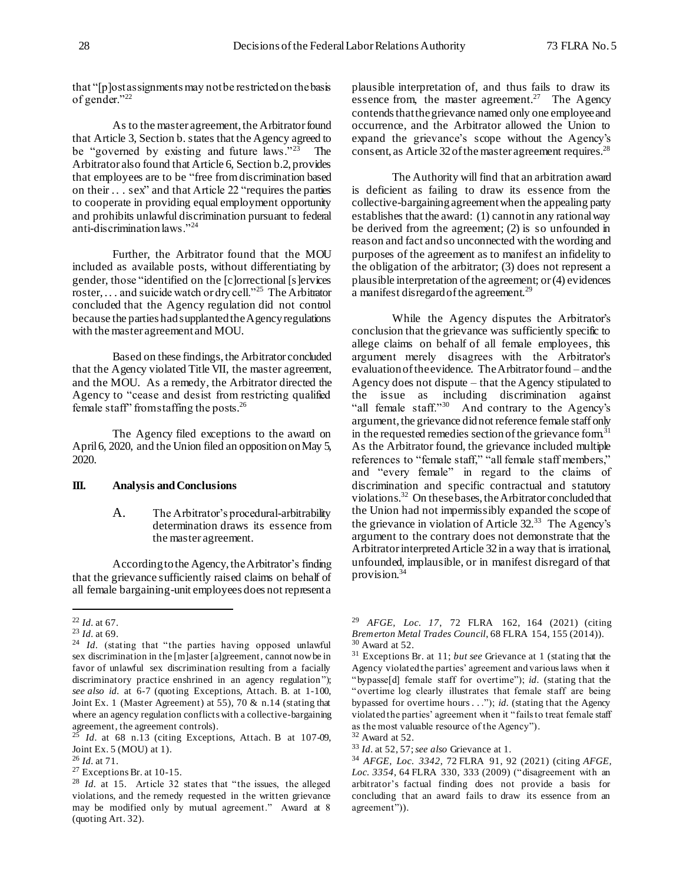that "[p]ost assignments may not be restricted on the basis of gender."[22]

As to the master agreement, the Arbitrator found that Article 3, Section b. states that the Agency agreed to be "governed by existing and future laws."[23] The Arbitrator also found that Article 6, Section b.2, provides that employees are to be "free from discrimination based on their . . . sex" and that Article 22 "requires the parties to cooperate in providing equal employment opportunity and prohibits unlawful discrimination pursuant to federal anti-discrimination laws."[24]

Further, the Arbitrator found that the MOU included as available posts, without differentiating by gender, those "identified on the [c]orrectional [s]ervices roster, . . . and suicide watch or dry cell."[25] The Arbitrator concluded that the Agency regulation did not control because the parties had supplanted the Agency regulations with the master agreement and MOU.

Based on these findings, the Arbitrator concluded that the Agency violated Title VII, the master agreement, and the MOU. As a remedy, the Arbitrator directed the Agency to "cease and desist from restricting qualified female staff" from staffing the posts.[26]

The Agency filed exceptions to the award on April 6, 2020, and the Union filed an opposition on May 5, 2020.

## III. Analysis and Conclusions

### A. The Arbitrator's procedural-arbitrability determination draws its essence from the master agreement.

According to the Agency, the Arbitrator's finding that the grievance sufficiently raised claims on behalf of all female bargaining-unit employees does not represent a plausible interpretation of, and thus fails to draw its essence from, the master agreement.[27] The Agency contends that the grievance named only one employee and occurrence, and the Arbitrator allowed the Union to expand the grievance's scope without the Agency's consent, as Article 32 of the master agreement requires.[28]

The Authority will find that an arbitration award is deficient as failing to draw its essence from the collective-bargaining agreement when the appealing party establishes that the award: (1) cannot in any rational way be derived from the agreement; (2) is so unfounded in reason and fact and so unconnected with the wording and purposes of the agreement as to manifest an infidelity to the obligation of the arbitrator; (3) does not represent a plausible interpretation of the agreement; or (4) evidences a manifest disregard of the agreement.[29]

While the Agency disputes the Arbitrator's conclusion that the grievance was sufficiently specific to allege claims on behalf of all female employees, this argument merely disagrees with the Arbitrator's evaluation of the evidence. The Arbitrator found – and the Agency does not dispute – that the Agency stipulated to the issue as including discrimination against "all female staff."[30] And contrary to the Agency's argument, the grievance did not reference female staff only in the requested remedies section of the grievance form.[31] As the Arbitrator found, the grievance included multiple references to "female staff," "all female staff members," and "every female" in regard to the claims of discrimination and specific contractual and statutory violations.[32] On these bases, the Arbitrator concluded that the Union had not impermissibly expanded the scope of the grievance in violation of Article 32.[33] The Agency's argument to the contrary does not demonstrate that the Arbitrator interpreted Article 32 in a way that is irrational, unfounded, implausible, or in manifest disregard of that provision.[34]

---

[22] *Id.* at 67.

[23] *Id.* at 69.

[24] *Id.* (stating that "the parties having opposed unlawful sex discrimination in the [m]aster [a]greement, cannot now be in favor of unlawful sex discrimination resulting from a facially discriminatory practice enshrined in an agency regulation"); *see also id.* at 6-7 (quoting Exceptions, Attach. B. at 1-100, Joint Ex. 1 (Master Agreement) at 55), 70 & n.14 (stating that where an agency regulation conflicts with a collective-bargaining agreement, the agreement controls).

[25] *Id.* at 68 n.13 (citing Exceptions, Attach. B at 107-09, Joint Ex. 5 (MOU) at 1).

[26] *Id.* at 71.

[27] Exceptions Br. at 10-15.

[28] *Id.* at 15. Article 32 states that "the issues, the alleged violations, and the remedy requested in the written grievance may be modified only by mutual agreement." Award at 8 (quoting Art. 32).

[29] *AFGE, Loc. 17*, 72 FLRA 162, 164 (2021) (citing *Bremerton Metal Trades Council*, 68 FLRA 154, 155 (2014)).

[30] Award at 52.

[31] Exceptions Br. at 11; *but see* Grievance at 1 (stating that the Agency violated the parties' agreement and various laws when it "bypasse[d] female staff for overtime"); *id.* (stating that the "overtime log clearly illustrates that female staff are being bypassed for overtime hours . . ."); *id.* (stating that the Agency violated the parties' agreement when it "fails to treat female staff as the most valuable resource of the Agency").

[32] Award at 52.

[33] *Id.* at 52, 57; *see also* Grievance at 1.

[34] *AFGE, Loc. 3342*, 72 FLRA 91, 92 (2021) (citing *AFGE, Loc. 3354*, 64 FLRA 330, 333 (2009) ("disagreement with an arbitrator's factual finding does not provide a basis for concluding that an award fails to draw its essence from an agreement")).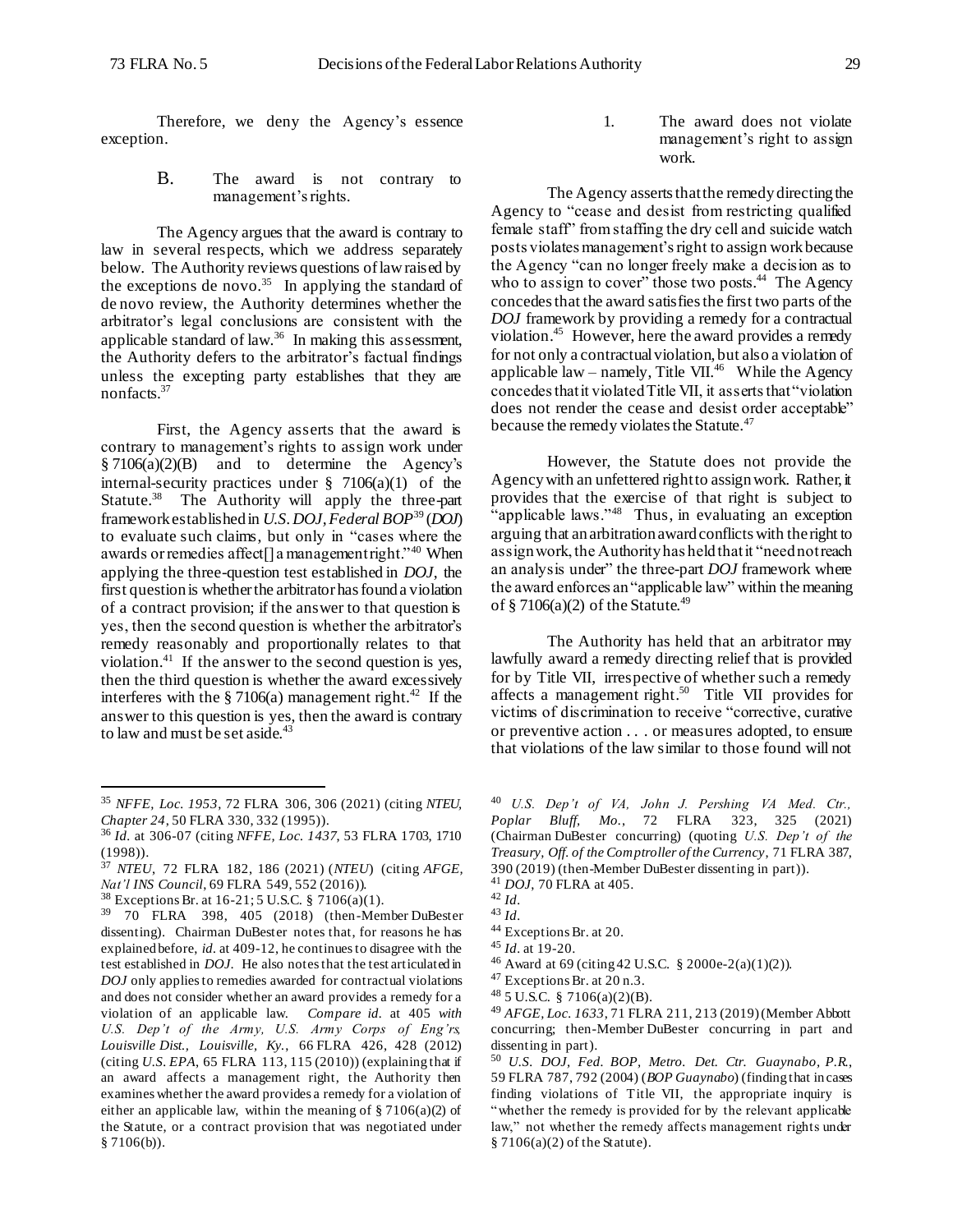Therefore, we deny the Agency's essence exception.

### B. The award is not contrary to management's rights.

The Agency argues that the award is contrary to law in several respects, which we address separately below. The Authority reviews questions of law raised by the exceptions de novo.[35] In applying the standard of de novo review, the Authority determines whether the arbitrator's legal conclusions are consistent with the applicable standard of law.[36] In making this assessment, the Authority defers to the arbitrator's factual findings unless the excepting party establishes that they are nonfacts.[37]

First, the Agency asserts that the award is contrary to management's rights to assign work under § 7106(a)(2)(B) and to determine the Agency's internal-security practices under § 7106(a)(1) of the Statute.[38] The Authority will apply the three-part framework established in *U.S. DOJ, Federal BOP*[39] (*DOJ*) to evaluate such claims, but only in "cases where the awards or remedies affect[] a management right."[40] When applying the three-question test established in *DOJ*, the first question is whether the arbitrator has found a violation of a contract provision; if the answer to that question is yes, then the second question is whether the arbitrator's remedy reasonably and proportionally relates to that violation.[41] If the answer to the second question is yes, then the third question is whether the award excessively interferes with the § 7106(a) management right.[42] If the answer to this question is yes, then the award is contrary to law and must be set aside.[43]

#### 1. The award does not violate management's right to assign work.

The Agency asserts that the remedy directing the Agency to "cease and desist from restricting qualified female staff" from staffing the dry cell and suicide watch posts violates management's right to assign work because the Agency "can no longer freely make a decision as to who to assign to cover" those two posts.[44] The Agency concedes that the award satisfies the first two parts of the *DOJ* framework by providing a remedy for a contractual violation.[45] However, here the award provides a remedy for not only a contractual violation, but also a violation of applicable law – namely, Title VII.[46] While the Agency concedes that it violated Title VII, it asserts that "violation does not render the cease and desist order acceptable" because the remedy violates the Statute.[47]

However, the Statute does not provide the Agency with an unfettered right to assign work. Rather, it provides that the exercise of that right is subject to "applicable laws."[48] Thus, in evaluating an exception arguing that an arbitration award conflicts with the right to assign work, the Authority has held that it "need not reach an analysis under" the three-part *DOJ* framework where the award enforces an "applicable law" within the meaning of § 7106(a)(2) of the Statute.[49]

The Authority has held that an arbitrator may lawfully award a remedy directing relief that is provided for by Title VII, irrespective of whether such a remedy affects a management right.[50] Title VII provides for victims of discrimination to receive "corrective, curative or preventive action . . . or measures adopted, to ensure that violations of the law similar to those found will not

---

[35] *NFFE, Loc. 1953*, 72 FLRA 306, 306 (2021) (citing *NTEU, Chapter 24*, 50 FLRA 330, 332 (1995)).

[36] *Id.* at 306-07 (citing *NFFE, Loc. 1437*, 53 FLRA 1703, 1710 (1998)).

[37] *NTEU*, 72 FLRA 182, 186 (2021) (*NTEU*) (citing *AFGE, Nat'l INS Council*, 69 FLRA 549, 552 (2016)).

[38] Exceptions Br. at 16-21; 5 U.S.C. § 7106(a)(1).

[39] 70 FLRA 398, 405 (2018) (then-Member DuBester dissenting). Chairman DuBester notes that, for reasons he has explained before, *id.* at 409-12, he continues to disagree with the test established in *DOJ*. He also notes that the test articulated in *DOJ* only applies to remedies awarded for contractual violations and does not consider whether an award provides a remedy for a violation of an applicable law. *Compare id.* at 405 *with U.S. Dep't of the Army, U.S. Army Corps of Eng'rs, Louisville Dist., Louisville, Ky.*, 66 FLRA 426, 428 (2012) (citing *U.S. EPA*, 65 FLRA 113, 115 (2010)) (explaining that if an award affects a management right, the Authority then examines whether the award provides a remedy for a violation of either an applicable law, within the meaning of § 7106(a)(2) of the Statute, or a contract provision that was negotiated under § 7106(b)).

[40] *U.S. Dep't of VA, John J. Pershing VA Med. Ctr., Poplar Bluff, Mo.*, 72 FLRA 323, 325 (2021) (Chairman DuBester concurring) (quoting *U.S. Dep't of the Treasury, Off. of the Comptroller of the Currency*, 71 FLRA 387, 390 (2019) (then-Member DuBester dissenting in part)).

[41] *DOJ*, 70 FLRA at 405.

[42] *Id.*

[43] *Id.*

[44] Exceptions Br. at 20.

[45] *Id.* at 19-20.

[46] Award at 69 (citing 42 U.S.C. § 2000e-2(a)(1)(2)).

[47] Exceptions Br. at 20 n.3.

[48] 5 U.S.C. § 7106(a)(2)(B).

[49] *AFGE, Loc. 1633*, 71 FLRA 211, 213 (2019) (Member Abbott concurring; then-Member DuBester concurring in part and dissenting in part).

[50] *U.S. DOJ, Fed. BOP, Metro. Det. Ctr. Guaynabo, P.R.*, 59 FLRA 787, 792 (2004) (*BOP Guaynabo*) (finding that in cases finding violations of Title VII, the appropriate inquiry is "whether the remedy is provided for by the relevant applicable law," not whether the remedy affects management rights under § 7106(a)(2) of the Statute).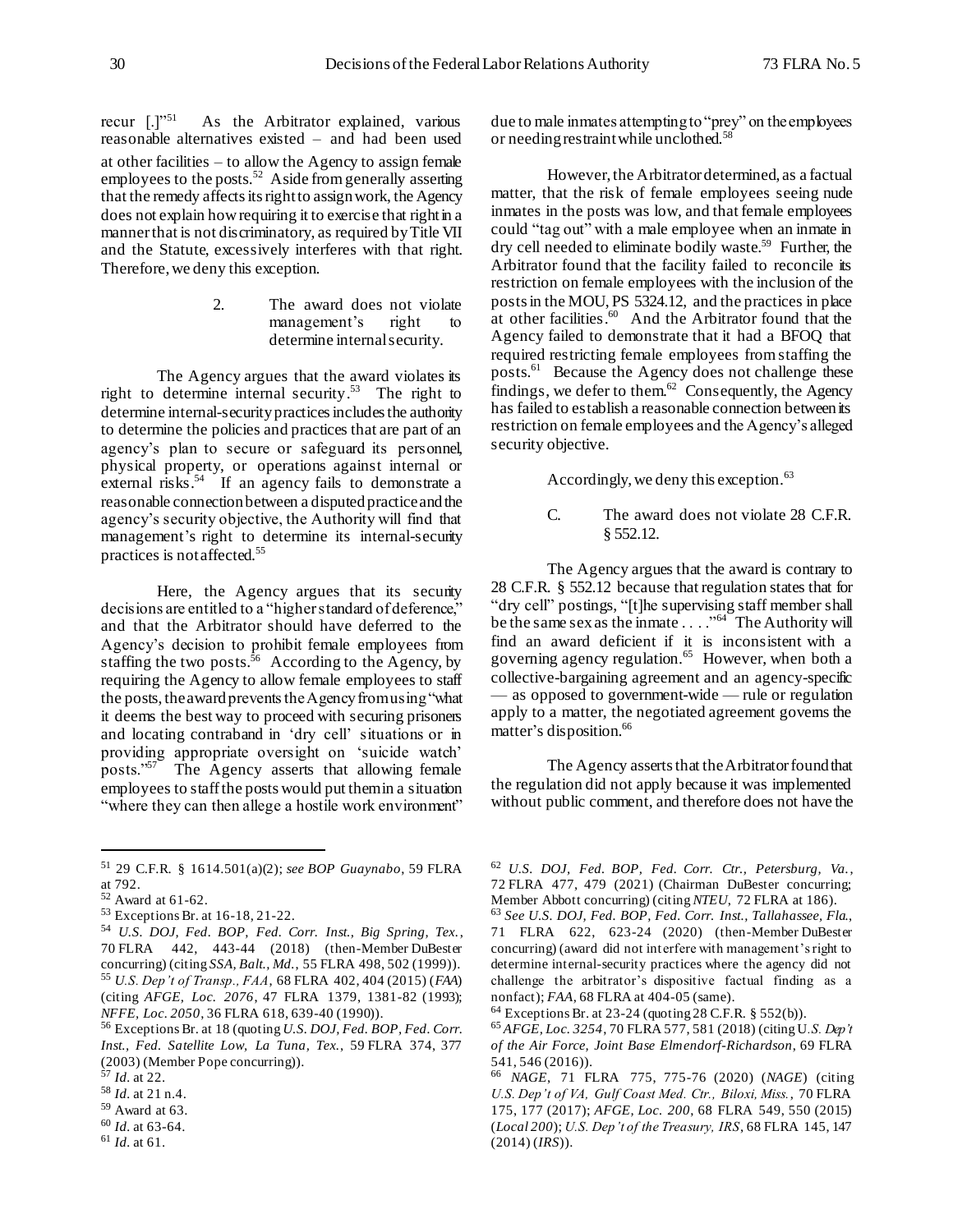recur [.]"[51] As the Arbitrator explained, various reasonable alternatives existed – and had been used at other facilities – to allow the Agency to assign female employees to the posts.[52] Aside from generally asserting that the remedy affects its right to assign work, the Agency does not explain how requiring it to exercise that right in a manner that is not discriminatory, as required by Title VII and the Statute, excessively interferes with that right. Therefore, we deny this exception.

2. The award does not violate management's right to determine internal security.

The Agency argues that the award violates its right to determine internal security.[53] The right to determine internal-security practices includes the authority to determine the policies and practices that are part of an agency's plan to secure or safeguard its personnel, physical property, or operations against internal or external risks.[54] If an agency fails to demonstrate a reasonable connection between a disputed practice and the agency's security objective, the Authority will find that management's right to determine its internal-security practices is not affected.[55]

Here, the Agency argues that its security decisions are entitled to a "higher standard of deference," and that the Arbitrator should have deferred to the Agency's decision to prohibit female employees from staffing the two posts.[56] According to the Agency, by requiring the Agency to allow female employees to staff the posts, the award prevents the Agency from using "what it deems the best way to proceed with securing prisoners and locating contraband in 'dry cell' situations or in providing appropriate oversight on 'suicide watch' posts."[57] The Agency asserts that allowing female employees to staff the posts would put them in a situation "where they can then allege a hostile work environment" due to male inmates attempting to "prey" on the employees or needing restraint while unclothed.[58]

However, the Arbitrator determined, as a factual matter, that the risk of female employees seeing nude inmates in the posts was low, and that female employees could "tag out" with a male employee when an inmate in dry cell needed to eliminate bodily waste.[59] Further, the Arbitrator found that the facility failed to reconcile its restriction on female employees with the inclusion of the posts in the MOU, PS 5324.12, and the practices in place at other facilities.[60] And the Arbitrator found that the Agency failed to demonstrate that it had a BFOQ that required restricting female employees from staffing the posts.[61] Because the Agency does not challenge these findings, we defer to them.[62] Consequently, the Agency has failed to establish a reasonable connection between its restriction on female employees and the Agency's alleged security objective.

Accordingly, we deny this exception.[63]

C. The award does not violate 28 C.F.R. § 552.12.

The Agency argues that the award is contrary to 28 C.F.R. § 552.12 because that regulation states that for "dry cell" postings, "[t]he supervising staff member shall be the same sex as the inmate . . . ."[64] The Authority will find an award deficient if it is inconsistent with a governing agency regulation.[65] However, when both a collective-bargaining agreement and an agency-specific — as opposed to government-wide — rule or regulation apply to a matter, the negotiated agreement governs the matter's disposition.[66]

The Agency asserts that the Arbitrator found that the regulation did not apply because it was implemented without public comment, and therefore does not have the

---

[51] 29 C.F.R. § 1614.501(a)(2); *see BOP Guaynabo*, 59 FLRA at 792.

[52] Award at 61-62.

[53] Exceptions Br. at 16-18, 21-22.

[54] *U.S. DOJ, Fed. BOP, Fed. Corr. Inst., Big Spring, Tex.*, 70 FLRA 442, 443-44 (2018) (then-Member DuBester concurring) (citing *SSA, Balt., Md.*, 55 FLRA 498, 502 (1999)).

[55] *U.S. Dep't of Transp., FAA*, 68 FLRA 402, 404 (2015) (*FAA*) (citing *AFGE, Loc. 2076*, 47 FLRA 1379, 1381-82 (1993); *NFFE, Loc. 2050*, 36 FLRA 618, 639-40 (1990)).

[56] Exceptions Br. at 18 (quoting *U.S. DOJ, Fed. BOP, Fed. Corr. Inst., Fed. Satellite Low, La Tuna, Tex.*, 59 FLRA 374, 377 (2003) (Member Pope concurring)).

[57] *Id.* at 22.

[58] *Id.* at 21 n.4.

[59] Award at 63.

[60] *Id.* at 63-64.

[61] *Id.* at 61.

[62] *U.S. DOJ, Fed. BOP, Fed. Corr. Ctr., Petersburg, Va.*, 72 FLRA 477, 479 (2021) (Chairman DuBester concurring; Member Abbott concurring) (citing *NTEU*, 72 FLRA at 186).

[63] *See U.S. DOJ, Fed. BOP, Fed. Corr. Inst., Tallahassee, Fla.*, 71 FLRA 622, 623-24 (2020) (then-Member DuBester concurring) (award did not interfere with management's right to determine internal-security practices where the agency did not challenge the arbitrator's dispositive factual finding as a nonfact); *FAA*, 68 FLRA at 404-05 (same).

[64] Exceptions Br. at 23-24 (quoting 28 C.F.R. § 552(b)).

[65] *AFGE, Loc. 3254*, 70 FLRA 577, 581 (2018) (citing *U.S. Dep't of the Air Force, Joint Base Elmendorf-Richardson*, 69 FLRA 541, 546 (2016)).

[66] *NAGE*, 71 FLRA 775, 775-76 (2020) (*NAGE*) (citing *U.S. Dep't of VA, Gulf Coast Med. Ctr., Biloxi, Miss.*, 70 FLRA 175, 177 (2017); *AFGE, Loc. 200*, 68 FLRA 549, 550 (2015) (*Local 200*); *U.S. Dep't of the Treasury, IRS*, 68 FLRA 145, 147 (2014) (*IRS*)).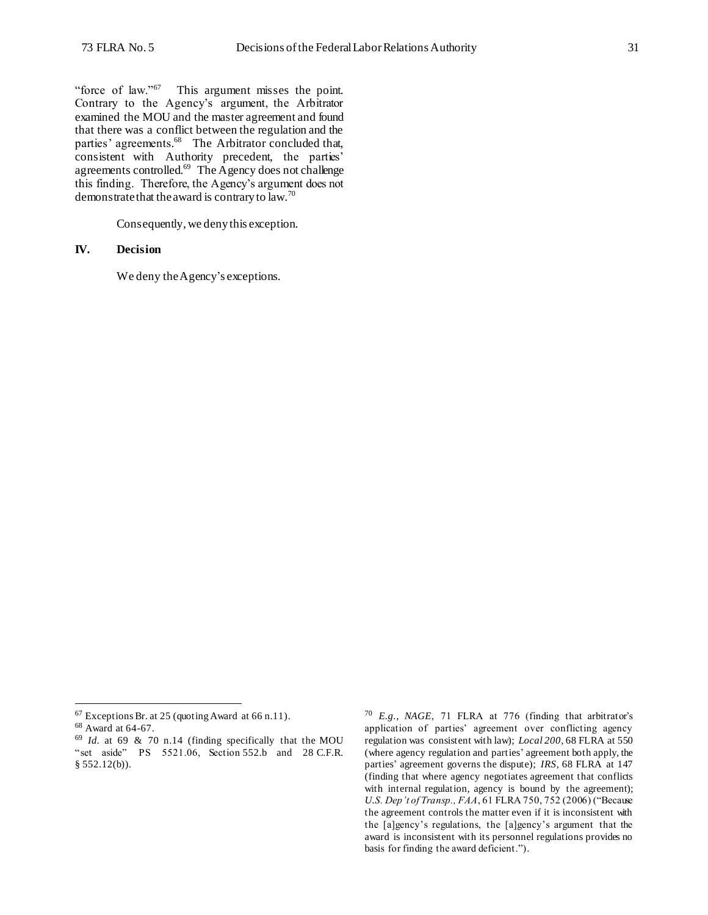"force of law."[67] This argument misses the point. Contrary to the Agency's argument, the Arbitrator examined the MOU and the master agreement and found that there was a conflict between the regulation and the parties' agreements.[68] The Arbitrator concluded that, consistent with Authority precedent, the parties' agreements controlled.[69] The Agency does not challenge this finding. Therefore, the Agency's argument does not demonstrate that the award is contrary to law.[70]

Consequently, we deny this exception.

## IV. Decision

We deny the Agency's exceptions.

---

[67] Exceptions Br. at 25 (quoting Award at 66 n.11).

[68] Award at 64-67.

[69] *Id.* at 69 & 70 n.14 (finding specifically that the MOU "set aside" PS 5521.06, Section 552.b and 28 C.F.R. § 552.12(b)).

[70] *E.g.*, *NAGE*, 71 FLRA at 776 (finding that arbitrator's application of parties' agreement over conflicting agency regulation was consistent with law); *Local 200*, 68 FLRA at 550 (where agency regulation and parties' agreement both apply, the parties' agreement governs the dispute); *IRS*, 68 FLRA at 147 (finding that where agency negotiates agreement that conflicts with internal regulation, agency is bound by the agreement); *U.S. Dep't of Transp., FAA*, 61 FLRA 750, 752 (2006) ("Because the agreement controls the matter even if it is inconsistent with the [a]gency's regulations, the [a]gency's argument that the award is inconsistent with its personnel regulations provides no basis for finding the award deficient.").